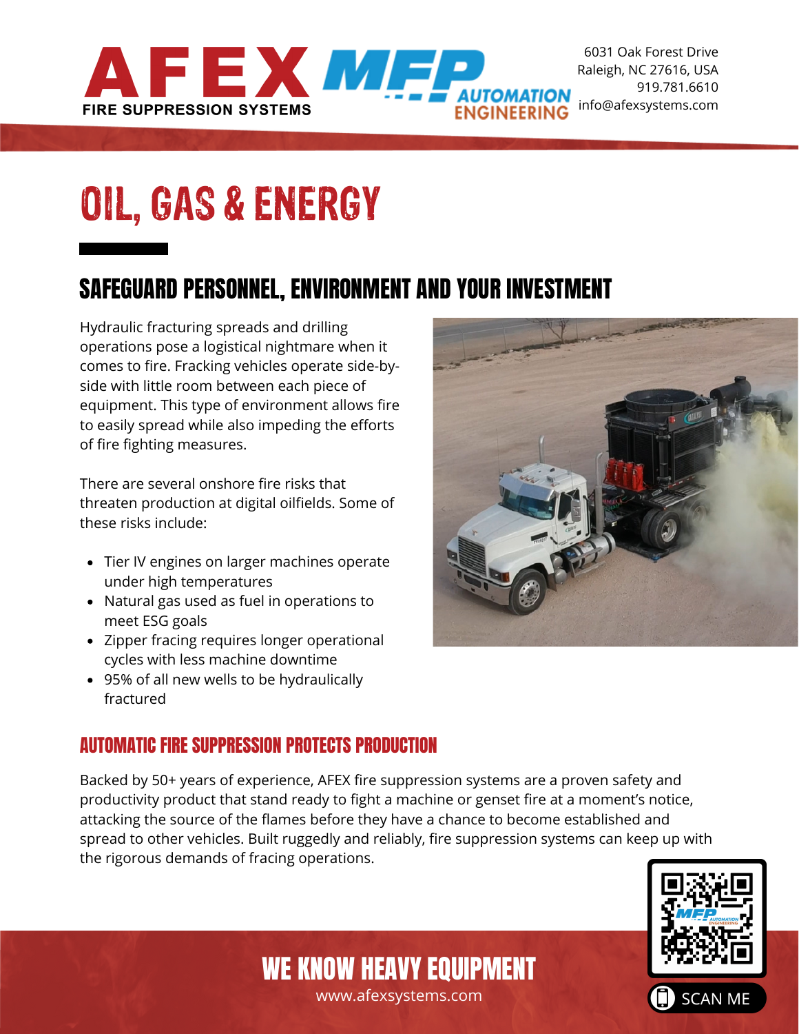AFEX FIRE SUPPRESSION SYSTEMS | MFP AUTOMATION ENGINEERING

6031 Oak Forest Drive
Raleigh, NC 27616, USA
919.781.6610
info@afexsystems.com

# OIL, GAS & ENERGY

## SAFEGUARD PERSONNEL, ENVIRONMENT AND YOUR INVESTMENT

Hydraulic fracturing spreads and drilling operations pose a logistical nightmare when it comes to fire. Fracking vehicles operate side-by-side with little room between each piece of equipment. This type of environment allows fire to easily spread while also impeding the efforts of fire fighting measures.

There are several onshore fire risks that threaten production at digital oilfields. Some of these risks include:

- Tier IV engines on larger machines operate under high temperatures
- Natural gas used as fuel in operations to meet ESG goals
- Zipper fracing requires longer operational cycles with less machine downtime
- 95% of all new wells to be hydraulically fractured

### AUTOMATIC FIRE SUPPRESSION PROTECTS PRODUCTION

Backed by 50+ years of experience, AFEX fire suppression systems are a proven safety and productivity product that stand ready to fight a machine or genset fire at a moment's notice, attacking the source of the flames before they have a chance to become established and spread to other vehicles. Built ruggedly and reliably, fire suppression systems can keep up with the rigorous demands of fracing operations.

**WE KNOW HEAVY EQUIPMENT**

www.afexsystems.com

SCAN ME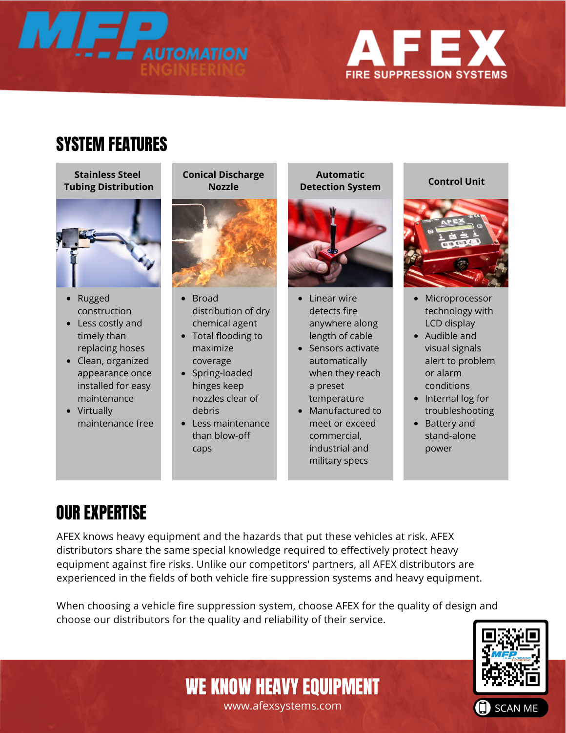MFP AUTOMATION ENGINEERING

AFEX FIRE SUPPRESSION SYSTEMS

## SYSTEM FEATURES

### Stainless Steel Tubing Distribution

- Rugged construction
- Less costly and timely than replacing hoses
- Clean, organized appearance once installed for easy maintenance
- Virtually maintenance free

### Conical Discharge Nozzle

- Broad distribution of dry chemical agent
- Total flooding to maximize coverage
- Spring-loaded hinges keep nozzles clear of debris
- Less maintenance than blow-off caps

### Automatic Detection System

- Linear wire detects fire anywhere along length of cable
- Sensors activate automatically when they reach a preset temperature
- Manufactured to meet or exceed commercial, industrial and military specs

### Control Unit

- Microprocessor technology with LCD display
- Audible and visual signals alert to problem or alarm conditions
- Internal log for troubleshooting
- Battery and stand-alone power

## OUR EXPERTISE

AFEX knows heavy equipment and the hazards that put these vehicles at risk. AFEX distributors share the same special knowledge required to effectively protect heavy equipment against fire risks. Unlike our competitors' partners, all AFEX distributors are experienced in the fields of both vehicle fire suppression systems and heavy equipment.

When choosing a vehicle fire suppression system, choose AFEX for the quality of design and choose our distributors for the quality and reliability of their service.

## WE KNOW HEAVY EQUIPMENT

www.afexsystems.com

SCAN ME